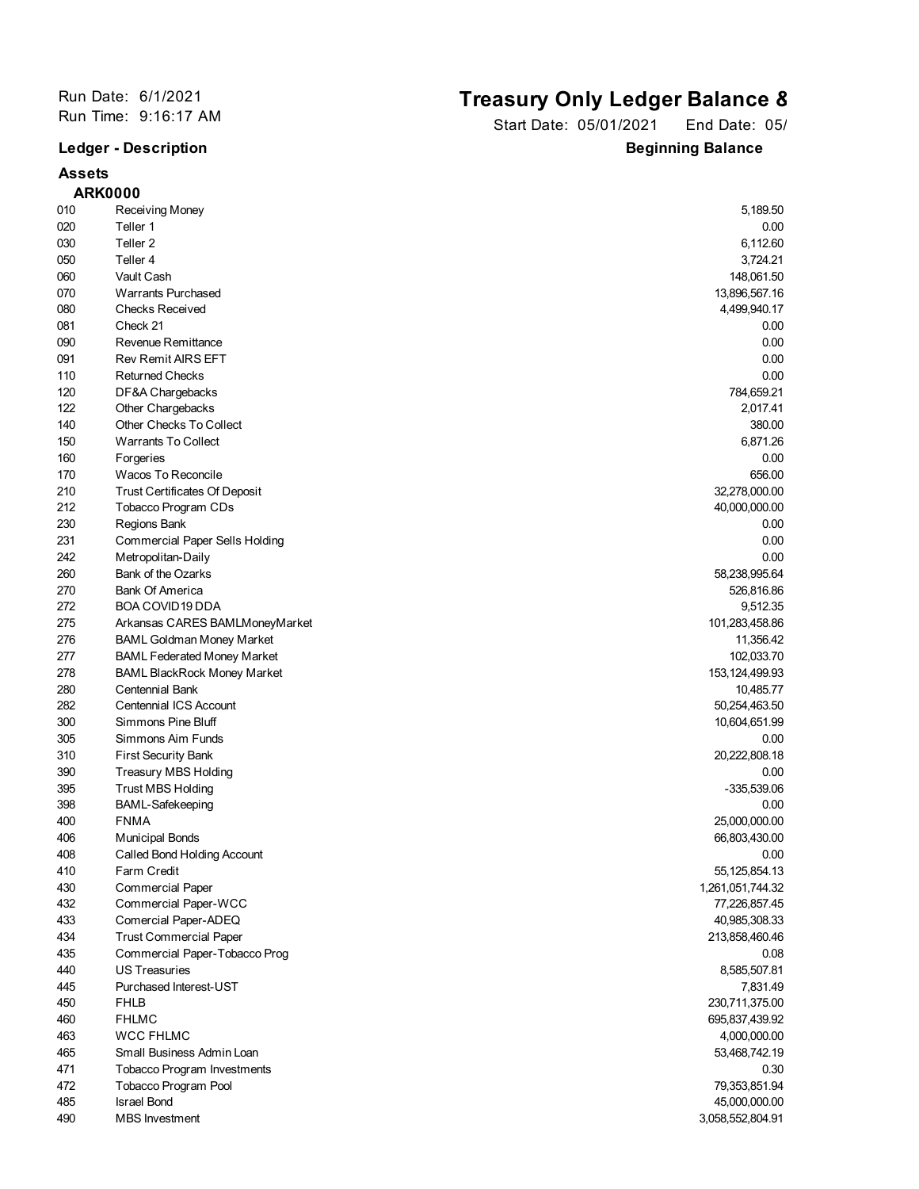Run Date: 6/1/2021
Run Time: 9:16:17 AM

# Treasury Only Ledger Balance &

Start Date: 05/01/2021 End Date: 05/

| Ledger - Description | | Beginning Balance |
|---|---|---|
| **Assets** | | |
| **ARK0000** | | |
| 010 | Receiving Money | 5,189.50 |
| 020 | Teller 1 | 0.00 |
| 030 | Teller 2 | 6,112.60 |
| 050 | Teller 4 | 3,724.21 |
| 060 | Vault Cash | 148,061.50 |
| 070 | Warrants Purchased | 13,896,567.16 |
| 080 | Checks Received | 4,499,940.17 |
| 081 | Check 21 | 0.00 |
| 090 | Revenue Remittance | 0.00 |
| 091 | Rev Remit AIRS EFT | 0.00 |
| 110 | Returned Checks | 0.00 |
| 120 | DF&A Chargebacks | 784,659.21 |
| 122 | Other Chargebacks | 2,017.41 |
| 140 | Other Checks To Collect | 380.00 |
| 150 | Warrants To Collect | 6,871.26 |
| 160 | Forgeries | 0.00 |
| 170 | Wacos To Reconcile | 656.00 |
| 210 | Trust Certificates Of Deposit | 32,278,000.00 |
| 212 | Tobacco Program CDs | 40,000,000.00 |
| 230 | Regions Bank | 0.00 |
| 231 | Commercial Paper Sells Holding | 0.00 |
| 242 | Metropolitan-Daily | 0.00 |
| 260 | Bank of the Ozarks | 58,238,995.64 |
| 270 | Bank Of America | 526,816.86 |
| 272 | BOA COVID19 DDA | 9,512.35 |
| 275 | Arkansas CARES BAMLMoneyMarket | 101,283,458.86 |
| 276 | BAML Goldman Money Market | 11,356.42 |
| 277 | BAML Federated Money Market | 102,033.70 |
| 278 | BAML BlackRock Money Market | 153,124,499.93 |
| 280 | Centennial Bank | 10,485.77 |
| 282 | Centennial ICS Account | 50,254,463.50 |
| 300 | Simmons Pine Bluff | 10,604,651.99 |
| 305 | Simmons Aim Funds | 0.00 |
| 310 | First Security Bank | 20,222,808.18 |
| 390 | Treasury MBS Holding | 0.00 |
| 395 | Trust MBS Holding | -335,539.06 |
| 398 | BAML-Safekeeping | 0.00 |
| 400 | FNMA | 25,000,000.00 |
| 406 | Municipal Bonds | 66,803,430.00 |
| 408 | Called Bond Holding Account | 0.00 |
| 410 | Farm Credit | 55,125,854.13 |
| 430 | Commercial Paper | 1,261,051,744.32 |
| 432 | Commercial Paper-WCC | 77,226,857.45 |
| 433 | Comercial Paper-ADEQ | 40,985,308.33 |
| 434 | Trust Commercial Paper | 213,858,460.46 |
| 435 | Commercial Paper-Tobacco Prog | 0.08 |
| 440 | US Treasuries | 8,585,507.81 |
| 445 | Purchased Interest-UST | 7,831.49 |
| 450 | FHLB | 230,711,375.00 |
| 460 | FHLMC | 695,837,439.92 |
| 463 | WCC FHLMC | 4,000,000.00 |
| 465 | Small Business Admin Loan | 53,468,742.19 |
| 471 | Tobacco Program Investments | 0.30 |
| 472 | Tobacco Program Pool | 79,353,851.94 |
| 485 | Israel Bond | 45,000,000.00 |
| 490 | MBS Investment | 3,058,552,804.91 |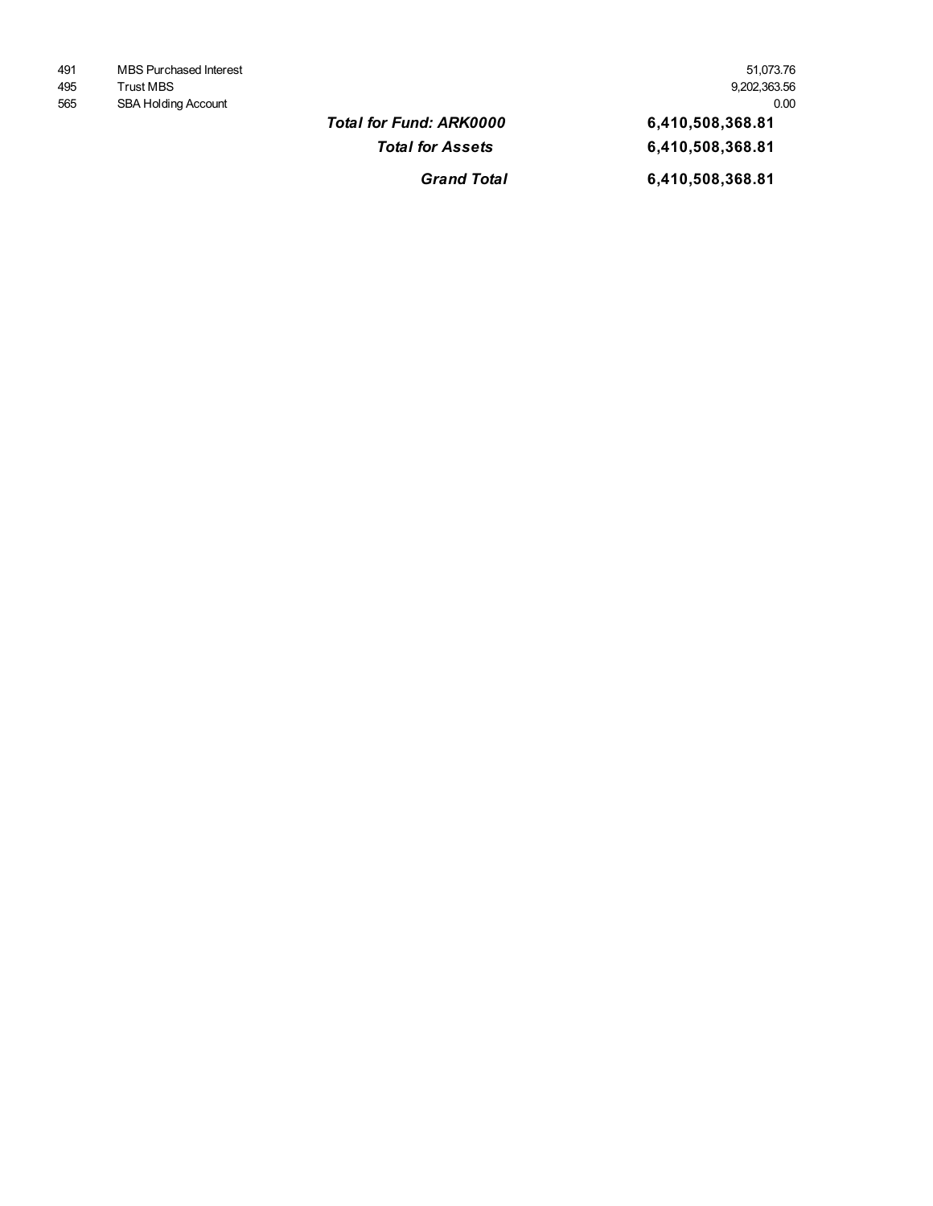| | | |
|---|---|---|
| 491 | MBS Purchased Interest | 51,073.76 |
| 495 | Trust MBS | 9,202,363.56 |
| 565 | SBA Holding Account | 0.00 |

***Total for Fund: ARK0000*** **6,410,508,368.81**

***Total for Assets*** **6,410,508,368.81**

***Grand Total*** **6,410,508,368.81**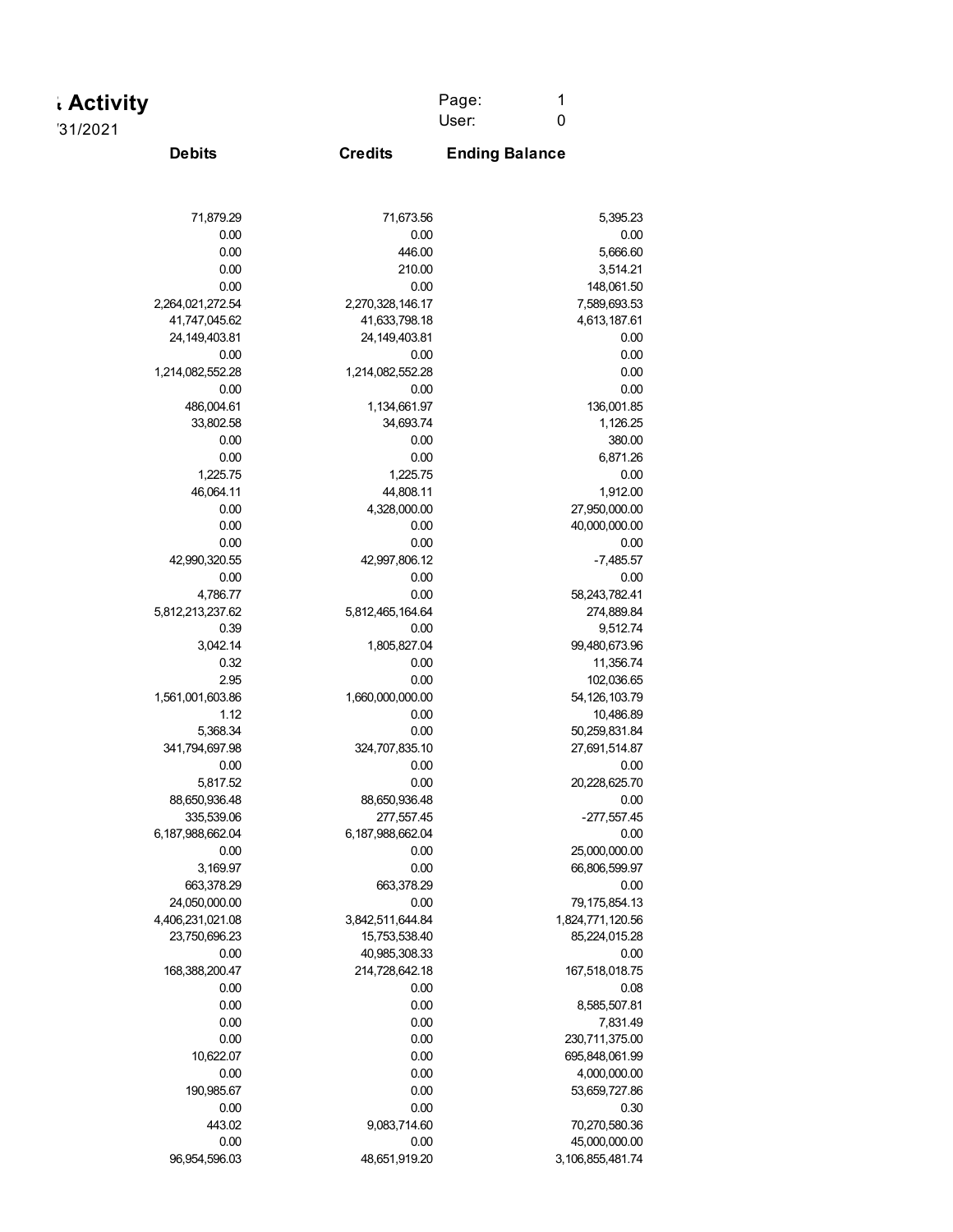# ι Activity

'31/2021

Page: 1
User: 0

| Debits | Credits | Ending Balance |
|---|---|---|
| 71,879.29 | 71,673.56 | 5,395.23 |
| 0.00 | 0.00 | 0.00 |
| 0.00 | 446.00 | 5,666.60 |
| 0.00 | 210.00 | 3,514.21 |
| 0.00 | 0.00 | 148,061.50 |
| 2,264,021,272.54 | 2,270,328,146.17 | 7,589,693.53 |
| 41,747,045.62 | 41,633,798.18 | 4,613,187.61 |
| 24,149,403.81 | 24,149,403.81 | 0.00 |
| 0.00 | 0.00 | 0.00 |
| 1,214,082,552.28 | 1,214,082,552.28 | 0.00 |
| 0.00 | 0.00 | 0.00 |
| 486,004.61 | 1,134,661.97 | 136,001.85 |
| 33,802.58 | 34,693.74 | 1,126.25 |
| 0.00 | 0.00 | 380.00 |
| 0.00 | 0.00 | 6,871.26 |
| 1,225.75 | 1,225.75 | 0.00 |
| 46,064.11 | 44,808.11 | 1,912.00 |
| 0.00 | 4,328,000.00 | 27,950,000.00 |
| 0.00 | 0.00 | 40,000,000.00 |
| 0.00 | 0.00 | 0.00 |
| 42,990,320.55 | 42,997,806.12 | -7,485.57 |
| 0.00 | 0.00 | 0.00 |
| 4,786.77 | 0.00 | 58,243,782.41 |
| 5,812,213,237.62 | 5,812,465,164.64 | 274,889.84 |
| 0.39 | 0.00 | 9,512.74 |
| 3,042.14 | 1,805,827.04 | 99,480,673.96 |
| 0.32 | 0.00 | 11,356.74 |
| 2.95 | 0.00 | 102,036.65 |
| 1,561,001,603.86 | 1,660,000,000.00 | 54,126,103.79 |
| 1.12 | 0.00 | 10,486.89 |
| 5,368.34 | 0.00 | 50,259,831.84 |
| 341,794,697.98 | 324,707,835.10 | 27,691,514.87 |
| 0.00 | 0.00 | 0.00 |
| 5,817.52 | 0.00 | 20,228,625.70 |
| 88,650,936.48 | 88,650,936.48 | 0.00 |
| 335,539.06 | 277,557.45 | -277,557.45 |
| 6,187,988,662.04 | 6,187,988,662.04 | 0.00 |
| 0.00 | 0.00 | 25,000,000.00 |
| 3,169.97 | 0.00 | 66,806,599.97 |
| 663,378.29 | 663,378.29 | 0.00 |
| 24,050,000.00 | 0.00 | 79,175,854.13 |
| 4,406,231,021.08 | 3,842,511,644.84 | 1,824,771,120.56 |
| 23,750,696.23 | 15,753,538.40 | 85,224,015.28 |
| 0.00 | 40,985,308.33 | 0.00 |
| 168,388,200.47 | 214,728,642.18 | 167,518,018.75 |
| 0.00 | 0.00 | 0.08 |
| 0.00 | 0.00 | 8,585,507.81 |
| 0.00 | 0.00 | 7,831.49 |
| 0.00 | 0.00 | 230,711,375.00 |
| 10,622.07 | 0.00 | 695,848,061.99 |
| 0.00 | 0.00 | 4,000,000.00 |
| 190,985.67 | 0.00 | 53,659,727.86 |
| 0.00 | 0.00 | 0.30 |
| 443.02 | 9,083,714.60 | 70,270,580.36 |
| 0.00 | 0.00 | 45,000,000.00 |
| 96,954,596.03 | 48,651,919.20 | 3,106,855,481.74 |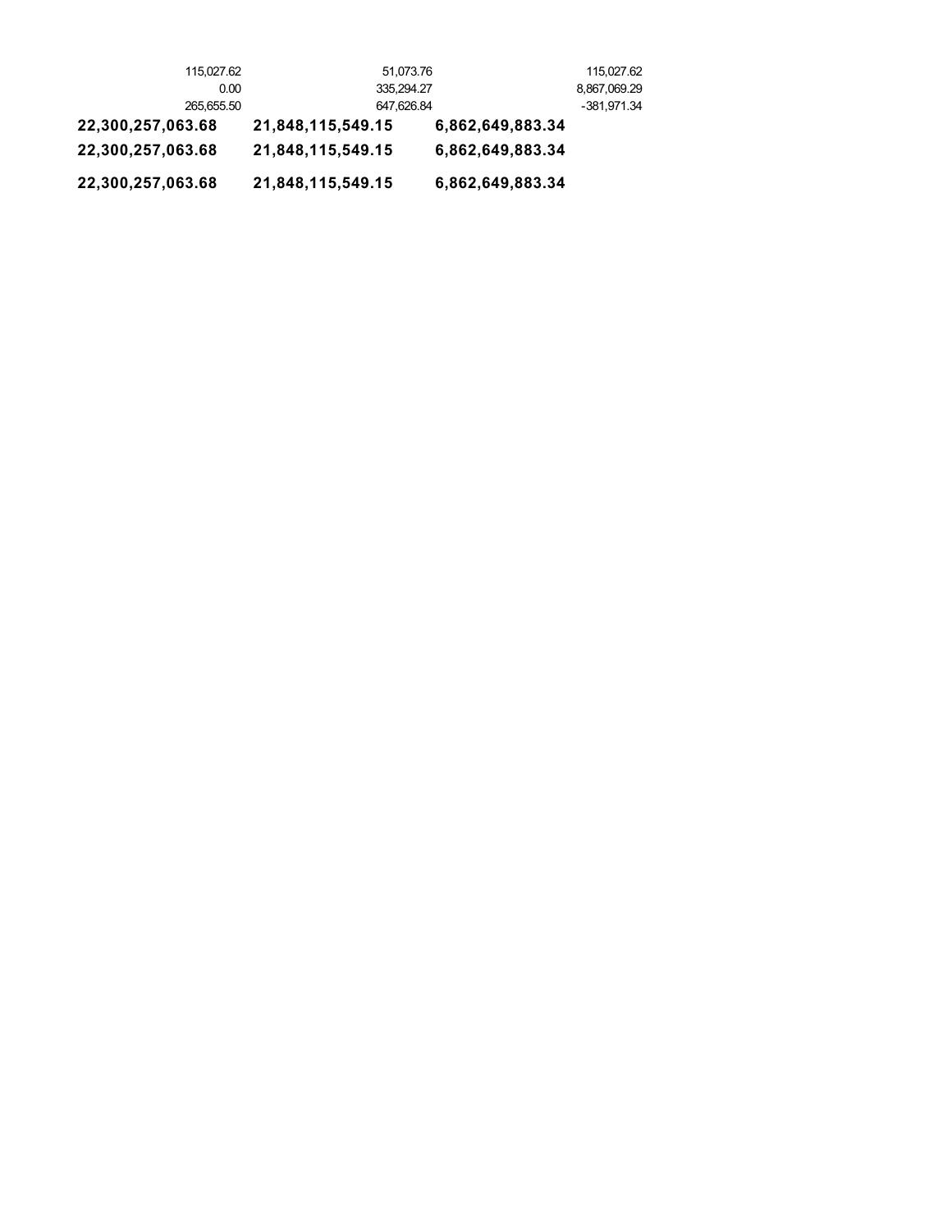| | | | |
|---|---|---|---|
| 115,027.62 | 51,073.76 | | 115,027.62 |
| 0.00 | 335,294.27 | | 8,867,069.29 |
| 265,655.50 | 647,626.84 | | -381,971.34 |
| **22,300,257,063.68** | **21,848,115,549.15** | **6,862,649,883.34** | |
| **22,300,257,063.68** | **21,848,115,549.15** | **6,862,649,883.34** | |
| **22,300,257,063.68** | **21,848,115,549.15** | **6,862,649,883.34** | |